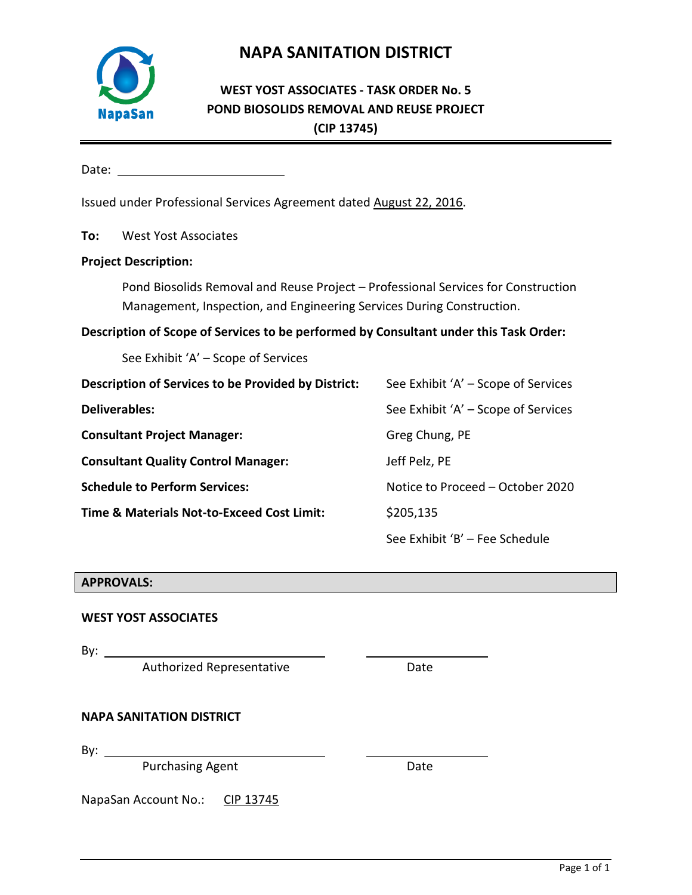# NAPA SANITATION DISTRICT

## WEST YOST ASSOCIATES - TASK ORDER No. 5
## POND BIOSOLIDS REMOVAL AND REUSE PROJECT
## (CIP 13745)

Date: ______________________

Issued under Professional Services Agreement dated August 22, 2016.

**To:** West Yost Associates

**Project Description:**

Pond Biosolids Removal and Reuse Project – Professional Services for Construction Management, Inspection, and Engineering Services During Construction.

**Description of Scope of Services to be performed by Consultant under this Task Order:**

See Exhibit 'A' – Scope of Services

**Description of Services to be Provided by District:** See Exhibit 'A' – Scope of Services

**Deliverables:** See Exhibit 'A' – Scope of Services

**Consultant Project Manager:** Greg Chung, PE

**Consultant Quality Control Manager:** Jeff Pelz, PE

**Schedule to Perform Services:** Notice to Proceed – October 2020

**Time & Materials Not-to-Exceed Cost Limit:** $205,135

See Exhibit 'B' – Fee Schedule

**APPROVALS:**

**WEST YOST ASSOCIATES**

By: ______________________ ______________________
Authorized Representative Date

**NAPA SANITATION DISTRICT**

By: ______________________ ______________________
Purchasing Agent Date

NapaSan Account No.: CIP 13745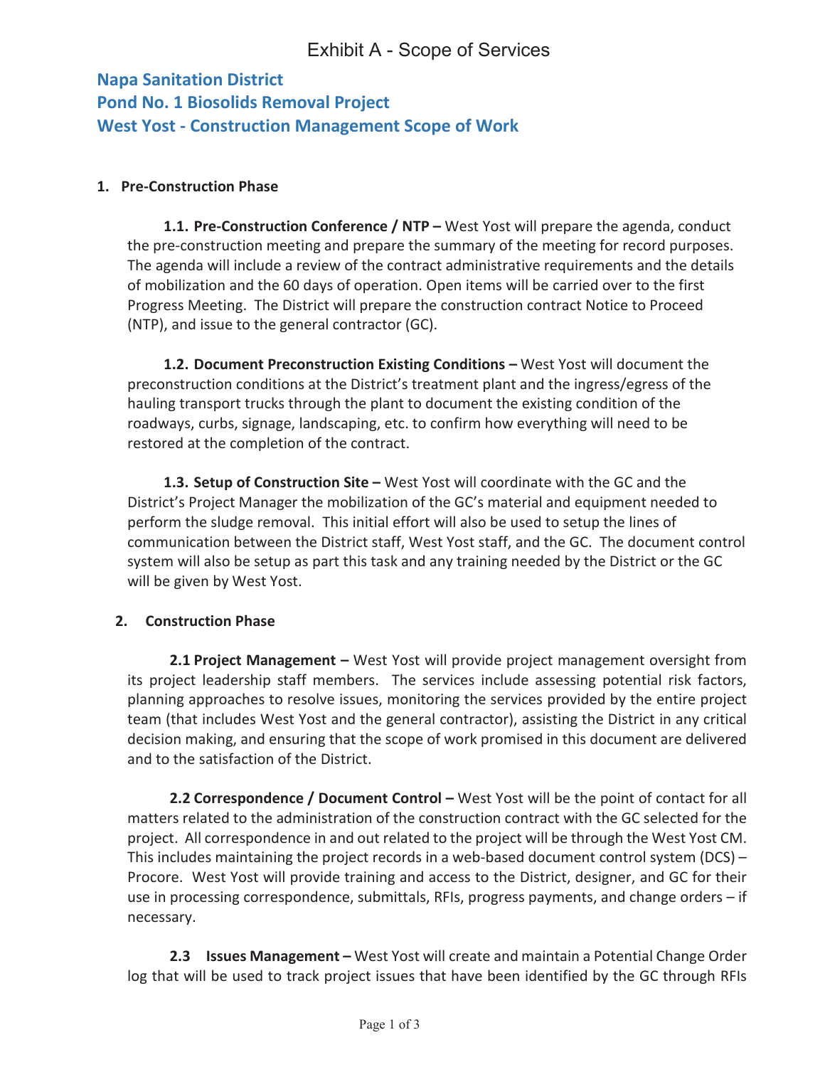# Exhibit A - Scope of Services

## Napa Sanitation District
## Pond No. 1 Biosolids Removal Project
## West Yost - Construction Management Scope of Work

### 1. Pre-Construction Phase

**1.1. Pre-Construction Conference / NTP –** West Yost will prepare the agenda, conduct the pre-construction meeting and prepare the summary of the meeting for record purposes. The agenda will include a review of the contract administrative requirements and the details of mobilization and the 60 days of operation. Open items will be carried over to the first Progress Meeting. The District will prepare the construction contract Notice to Proceed (NTP), and issue to the general contractor (GC).

**1.2. Document Preconstruction Existing Conditions –** West Yost will document the preconstruction conditions at the District's treatment plant and the ingress/egress of the hauling transport trucks through the plant to document the existing condition of the roadways, curbs, signage, landscaping, etc. to confirm how everything will need to be restored at the completion of the contract.

**1.3. Setup of Construction Site –** West Yost will coordinate with the GC and the District's Project Manager the mobilization of the GC's material and equipment needed to perform the sludge removal. This initial effort will also be used to setup the lines of communication between the District staff, West Yost staff, and the GC. The document control system will also be setup as part this task and any training needed by the District or the GC will be given by West Yost.

### 2. Construction Phase

**2.1 Project Management –** West Yost will provide project management oversight from its project leadership staff members. The services include assessing potential risk factors, planning approaches to resolve issues, monitoring the services provided by the entire project team (that includes West Yost and the general contractor), assisting the District in any critical decision making, and ensuring that the scope of work promised in this document are delivered and to the satisfaction of the District.

**2.2 Correspondence / Document Control –** West Yost will be the point of contact for all matters related to the administration of the construction contract with the GC selected for the project. All correspondence in and out related to the project will be through the West Yost CM. This includes maintaining the project records in a web-based document control system (DCS) – Procore. West Yost will provide training and access to the District, designer, and GC for their use in processing correspondence, submittals, RFIs, progress payments, and change orders – if necessary.

**2.3 Issues Management –** West Yost will create and maintain a Potential Change Order log that will be used to track project issues that have been identified by the GC through RFIs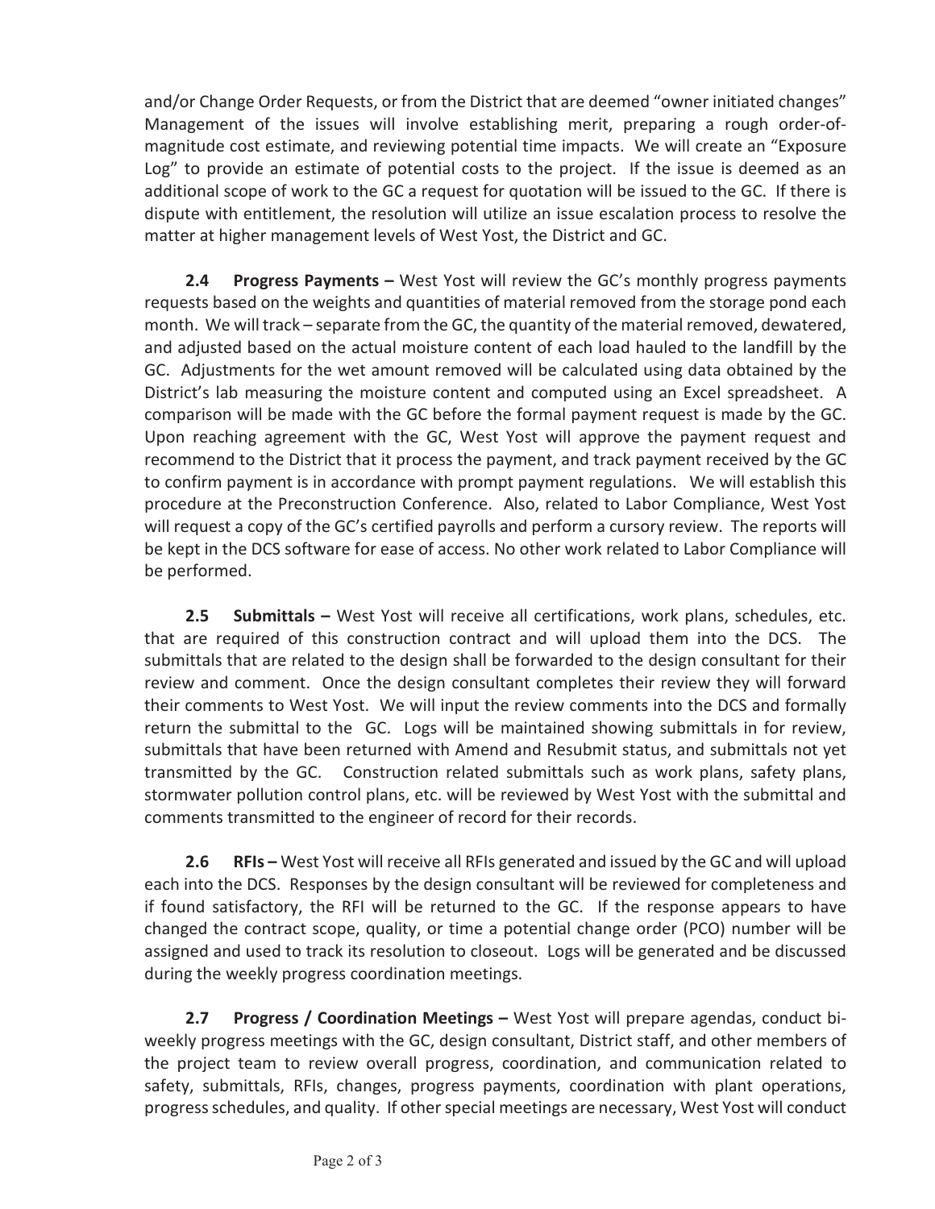and/or Change Order Requests, or from the District that are deemed "owner initiated changes" Management of the issues will involve establishing merit, preparing a rough order-of-magnitude cost estimate, and reviewing potential time impacts. We will create an "Exposure Log" to provide an estimate of potential costs to the project. If the issue is deemed as an additional scope of work to the GC a request for quotation will be issued to the GC. If there is dispute with entitlement, the resolution will utilize an issue escalation process to resolve the matter at higher management levels of West Yost, the District and GC.

**2.4 Progress Payments –** West Yost will review the GC's monthly progress payments requests based on the weights and quantities of material removed from the storage pond each month. We will track – separate from the GC, the quantity of the material removed, dewatered, and adjusted based on the actual moisture content of each load hauled to the landfill by the GC. Adjustments for the wet amount removed will be calculated using data obtained by the District's lab measuring the moisture content and computed using an Excel spreadsheet. A comparison will be made with the GC before the formal payment request is made by the GC. Upon reaching agreement with the GC, West Yost will approve the payment request and recommend to the District that it process the payment, and track payment received by the GC to confirm payment is in accordance with prompt payment regulations. We will establish this procedure at the Preconstruction Conference. Also, related to Labor Compliance, West Yost will request a copy of the GC's certified payrolls and perform a cursory review. The reports will be kept in the DCS software for ease of access. No other work related to Labor Compliance will be performed.

**2.5 Submittals –** West Yost will receive all certifications, work plans, schedules, etc. that are required of this construction contract and will upload them into the DCS. The submittals that are related to the design shall be forwarded to the design consultant for their review and comment. Once the design consultant completes their review they will forward their comments to West Yost. We will input the review comments into the DCS and formally return the submittal to the GC. Logs will be maintained showing submittals in for review, submittals that have been returned with Amend and Resubmit status, and submittals not yet transmitted by the GC. Construction related submittals such as work plans, safety plans, stormwater pollution control plans, etc. will be reviewed by West Yost with the submittal and comments transmitted to the engineer of record for their records.

**2.6 RFIs –** West Yost will receive all RFIs generated and issued by the GC and will upload each into the DCS. Responses by the design consultant will be reviewed for completeness and if found satisfactory, the RFI will be returned to the GC. If the response appears to have changed the contract scope, quality, or time a potential change order (PCO) number will be assigned and used to track its resolution to closeout. Logs will be generated and be discussed during the weekly progress coordination meetings.

**2.7 Progress / Coordination Meetings –** West Yost will prepare agendas, conduct bi-weekly progress meetings with the GC, design consultant, District staff, and other members of the project team to review overall progress, coordination, and communication related to safety, submittals, RFIs, changes, progress payments, coordination with plant operations, progress schedules, and quality. If other special meetings are necessary, West Yost will conduct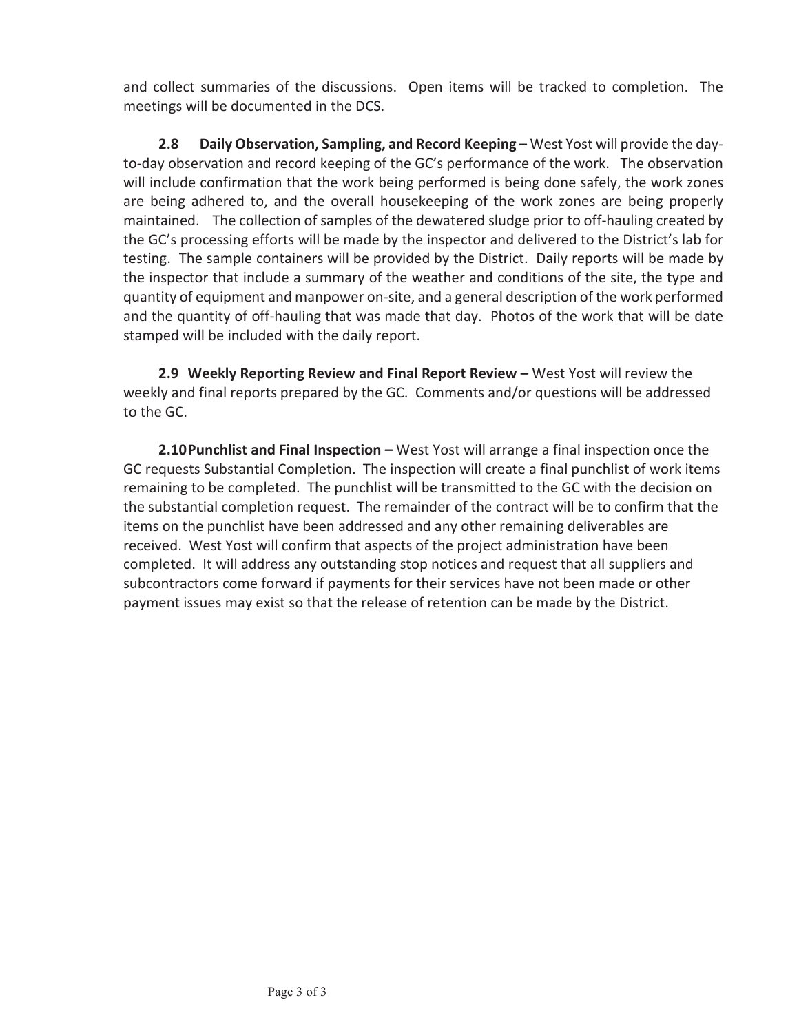and collect summaries of the discussions. Open items will be tracked to completion. The meetings will be documented in the DCS.

**2.8 Daily Observation, Sampling, and Record Keeping –** West Yost will provide the day-to-day observation and record keeping of the GC's performance of the work. The observation will include confirmation that the work being performed is being done safely, the work zones are being adhered to, and the overall housekeeping of the work zones are being properly maintained. The collection of samples of the dewatered sludge prior to off-hauling created by the GC's processing efforts will be made by the inspector and delivered to the District's lab for testing. The sample containers will be provided by the District. Daily reports will be made by the inspector that include a summary of the weather and conditions of the site, the type and quantity of equipment and manpower on-site, and a general description of the work performed and the quantity of off-hauling that was made that day. Photos of the work that will be date stamped will be included with the daily report.

**2.9 Weekly Reporting Review and Final Report Review –** West Yost will review the weekly and final reports prepared by the GC. Comments and/or questions will be addressed to the GC.

**2.10 Punchlist and Final Inspection –** West Yost will arrange a final inspection once the GC requests Substantial Completion. The inspection will create a final punchlist of work items remaining to be completed. The punchlist will be transmitted to the GC with the decision on the substantial completion request. The remainder of the contract will be to confirm that the items on the punchlist have been addressed and any other remaining deliverables are received. West Yost will confirm that aspects of the project administration have been completed. It will address any outstanding stop notices and request that all suppliers and subcontractors come forward if payments for their services have not been made or other payment issues may exist so that the release of retention can be made by the District.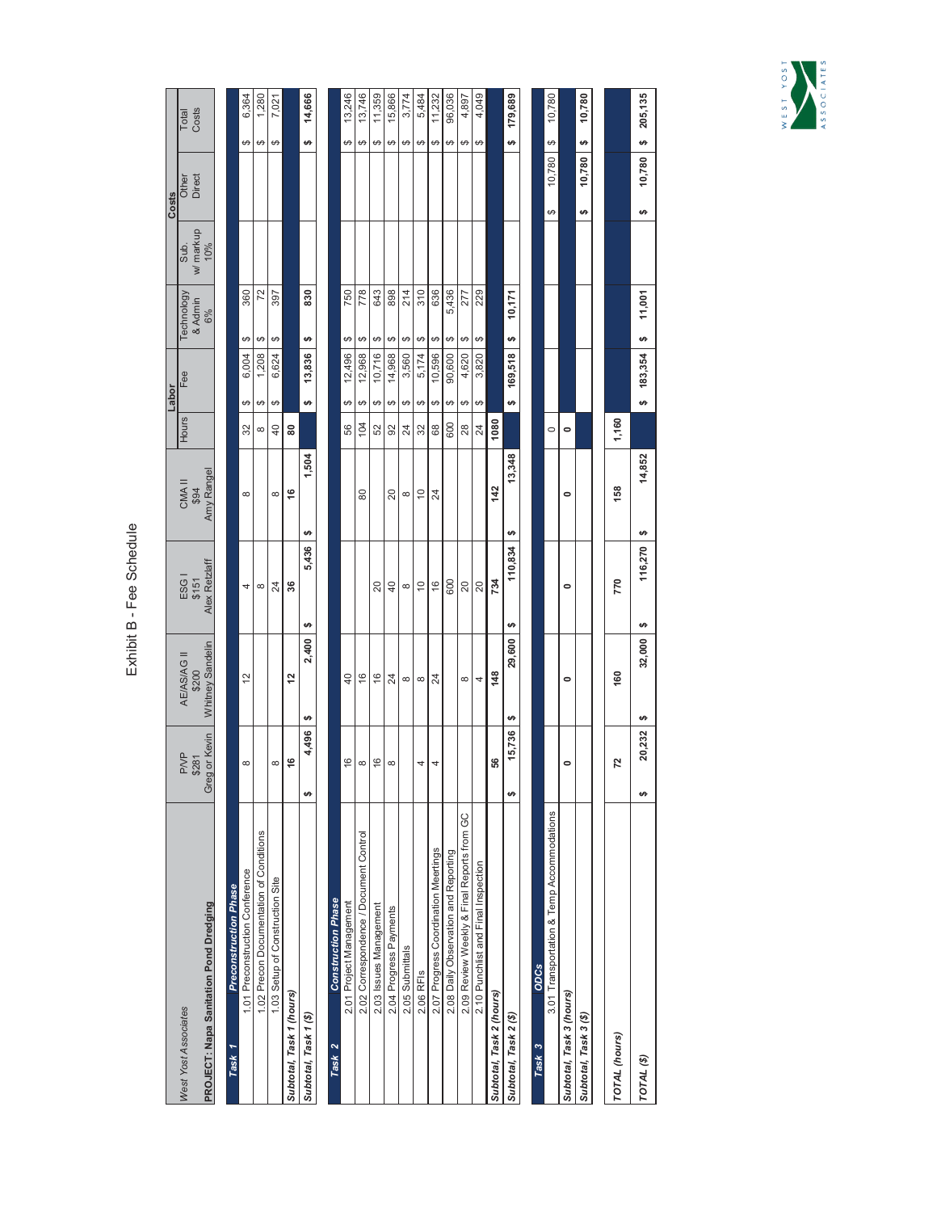# Exhibit B - Fee Schedule

| West Yost Associates<br>PROJECT: Napa Sanitation Pond Dredging | P/VP<br>$281<br>Greg or Kevin | AE/AS/AG II<br>$200<br>Whitney Sandelin | ESG I<br>$151<br>Alex Retzlaff | CMA II<br>$94<br>Amy Rangel | Labor<br>Hours | Labor<br>Fee | Technology & Admin<br>6% | Costs<br>Sub. w/ markup<br>10% | Costs<br>Other Direct | Total Costs |
|---|---|---|---|---|---|---|---|---|---|---|
| **Task 1 — Preconstruction Phase** | | | | | | | | | | |
| 1.01 Preconstruction Conference | 8 | 12 | 4 | 8 | 32 | $ 6,004 | $ 360 | | | $ 6,364 |
| 1.02 Precon Documentation of Conditions | | | 8 | | 8 | $ 1,208 | $ 72 | | | $ 1,280 |
| 1.03 Setup of Construction Site | 8 | | 24 | 8 | 40 | $ 6,624 | $ 397 | | | $ 7,021 |
| *Subtotal, Task 1 (hours)* | 16 | 12 | 36 | 16 | 80 | | | | | |
| *Subtotal, Task 1 ($)* | $ 4,496 | $ 2,400 | $ 5,436 | $ 1,504 | | $ 13,836 | $ 830 | | | $ 14,666 |
| **Task 2 — Construction Phase** | | | | | | | | | | |
| 2.01 Project Management | 16 | 40 | | | 56 | $ 12,496 | $ 750 | | | $ 13,246 |
| 2.02 Correspondence / Document Control | 8 | 16 | | 80 | 104 | $ 12,968 | $ 778 | | | $ 13,746 |
| 2.03 Issues Management | 16 | 16 | 20 | | 52 | $ 10,716 | $ 643 | | | $ 11,359 |
| 2.04 Progress Payments | 8 | 24 | 40 | 20 | 92 | $ 14,968 | $ 898 | | | $ 15,866 |
| 2.05 Submittals | | 8 | 8 | 8 | 24 | $ 3,560 | $ 214 | | | $ 3,774 |
| 2.06 RFIs | 4 | 8 | 10 | 10 | 32 | $ 5,174 | $ 310 | | | $ 5,484 |
| 2.07 Progress Coordination Meetings | 4 | 24 | 16 | 24 | 68 | $ 10,596 | $ 636 | | | $ 11,232 |
| 2.08 Daily Observation and Reporting | | | 600 | | 600 | $ 90,600 | $ 5,436 | | | $ 96,036 |
| 2.09 Review Weekly & Final Reports from GC | | 8 | 20 | | 28 | $ 4,620 | $ 277 | | | $ 4,897 |
| 2.10 Punchlist and Final Inspection | | 4 | 20 | | 24 | $ 3,820 | $ 229 | | | $ 4,049 |
| *Subtotal, Task 2 (hours)* | 56 | 148 | 734 | 142 | 1080 | | | | | |
| *Subtotal, Task 2 ($)* | $ 15,736 | $ 29,600 | $ 110,834 | $ 13,348 | | $ 169,518 | $ 10,171 | | | $ 179,689 |
| **Task 3 — ODCs** | | | | | | | | | | |
| 3.01 Transportation & Temp Accommodations | | | | | 0 | | | | $ 10,780 | $ 10,780 |
| *Subtotal, Task 3 (hours)* | 0 | 0 | 0 | 0 | 0 | | | | | |
| *Subtotal, Task 3 ($)* | | | | | | | | | $ 10,780 | $ 10,780 |
| *TOTAL (hours)* | 72 | 160 | 770 | 158 | 1,160 | | | | | |
| *TOTAL ($)* | $ 20,232 | $ 32,000 | $ 116,270 | $ 14,852 | | $ 183,354 | $ 11,001 | | $ 10,780 | $ 205,135 |

WEST YOST ASSOCIATES